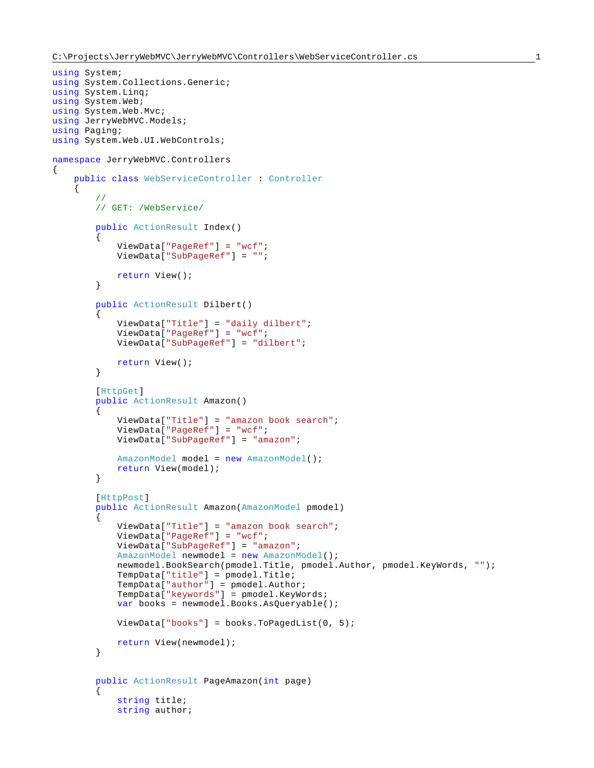C:\Projects\JerryWebMVC\JerryWebMVC\Controllers\WebServiceController.cs

```csharp
using System;
using System.Collections.Generic;
using System.Linq;
using System.Web;
using System.Web.Mvc;
using JerryWebMVC.Models;
using Paging;
using System.Web.UI.WebControls;

namespace JerryWebMVC.Controllers
{
    public class WebServiceController : Controller
    {
        //
        // GET: /WebService/

        public ActionResult Index()
        {
            ViewData["PageRef"] = "wcf";
            ViewData["SubPageRef"] = "";

            return View();
        }

        public ActionResult Dilbert()
        {
            ViewData["Title"] = "daily dilbert";
            ViewData["PageRef"] = "wcf";
            ViewData["SubPageRef"] = "dilbert";

            return View();
        }

        [HttpGet]
        public ActionResult Amazon()
        {
            ViewData["Title"] = "amazon book search";
            ViewData["PageRef"] = "wcf";
            ViewData["SubPageRef"] = "amazon";

            AmazonModel model = new AmazonModel();
            return View(model);
        }

        [HttpPost]
        public ActionResult Amazon(AmazonModel pmodel)
        {
            ViewData["Title"] = "amazon book search";
            ViewData["PageRef"] = "wcf";
            ViewData["SubPageRef"] = "amazon";
            AmazonModel newmodel = new AmazonModel();
            newmodel.BookSearch(pmodel.Title, pmodel.Author, pmodel.KeyWords, "");
            TempData["title"] = pmodel.Title;
            TempData["author"] = pmodel.Author;
            TempData["keywords"] = pmodel.KeyWords;
            var books = newmodel.Books.AsQueryable();

            ViewData["books"] = books.ToPagedList(0, 5);

            return View(newmodel);
        }


        public ActionResult PageAmazon(int page)
        {
            string title;
            string author;
```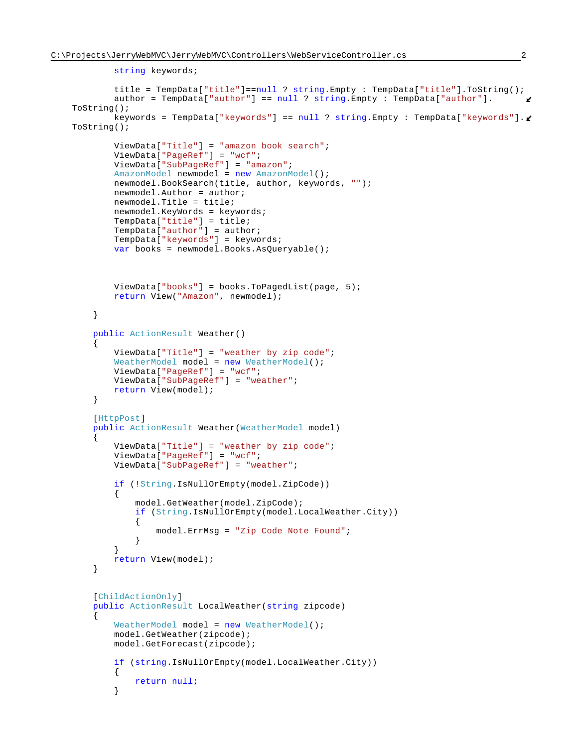```
            string keywords;

            title = TempData["title"]==null ? string.Empty : TempData["title"].ToString();
            author = TempData["author"] == null ? string.Empty : TempData["author"].
    ToString();
            keywords = TempData["keywords"] == null ? string.Empty : TempData["keywords"].
    ToString();

            ViewData["Title"] = "amazon book search";
            ViewData["PageRef"] = "wcf";
            ViewData["SubPageRef"] = "amazon";
            AmazonModel newmodel = new AmazonModel();
            newmodel.BookSearch(title, author, keywords, "");
            newmodel.Author = author;
            newmodel.Title = title;
            newmodel.KeyWords = keywords;
            TempData["title"] = title;
            TempData["author"] = author;
            TempData["keywords"] = keywords;
            var books = newmodel.Books.AsQueryable();



            ViewData["books"] = books.ToPagedList(page, 5);
            return View("Amazon", newmodel);

        }

        public ActionResult Weather()
        {
            ViewData["Title"] = "weather by zip code";
            WeatherModel model = new WeatherModel();
            ViewData["PageRef"] = "wcf";
            ViewData["SubPageRef"] = "weather";
            return View(model);
        }

        [HttpPost]
        public ActionResult Weather(WeatherModel model)
        {
            ViewData["Title"] = "weather by zip code";
            ViewData["PageRef"] = "wcf";
            ViewData["SubPageRef"] = "weather";

            if (!String.IsNullOrEmpty(model.ZipCode))
            {
                model.GetWeather(model.ZipCode);
                if (String.IsNullOrEmpty(model.LocalWeather.City))
                {
                    model.ErrMsg = "Zip Code Note Found";
                }
            }
            return View(model);
        }


        [ChildActionOnly]
        public ActionResult LocalWeather(string zipcode)
        {
            WeatherModel model = new WeatherModel();
            model.GetWeather(zipcode);
            model.GetForecast(zipcode);

            if (string.IsNullOrEmpty(model.LocalWeather.City))
            {
                return null;
            }
```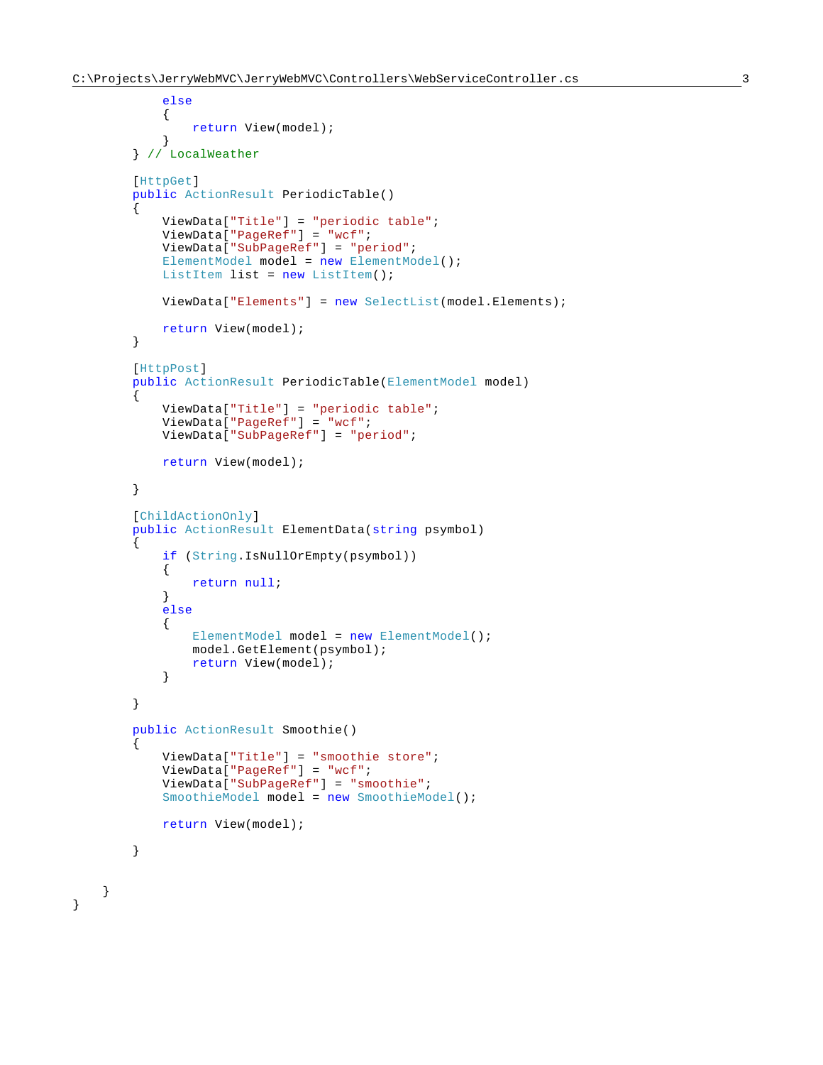```
            else
            {
                return View(model);
            }
        } // LocalWeather

        [HttpGet]
        public ActionResult PeriodicTable()
        {
            ViewData["Title"] = "periodic table";
            ViewData["PageRef"] = "wcf";
            ViewData["SubPageRef"] = "period";
            ElementModel model = new ElementModel();
            ListItem list = new ListItem();

            ViewData["Elements"] = new SelectList(model.Elements);

            return View(model);
        }

        [HttpPost]
        public ActionResult PeriodicTable(ElementModel model)
        {
            ViewData["Title"] = "periodic table";
            ViewData["PageRef"] = "wcf";
            ViewData["SubPageRef"] = "period";

            return View(model);

        }

        [ChildActionOnly]
        public ActionResult ElementData(string psymbol)
        {
            if (String.IsNullOrEmpty(psymbol))
            {
                return null;
            }
            else
            {
                ElementModel model = new ElementModel();
                model.GetElement(psymbol);
                return View(model);
            }

        }

        public ActionResult Smoothie()
        {
            ViewData["Title"] = "smoothie store";
            ViewData["PageRef"] = "wcf";
            ViewData["SubPageRef"] = "smoothie";
            SmoothieModel model = new SmoothieModel();

            return View(model);

        }


    }
}
```